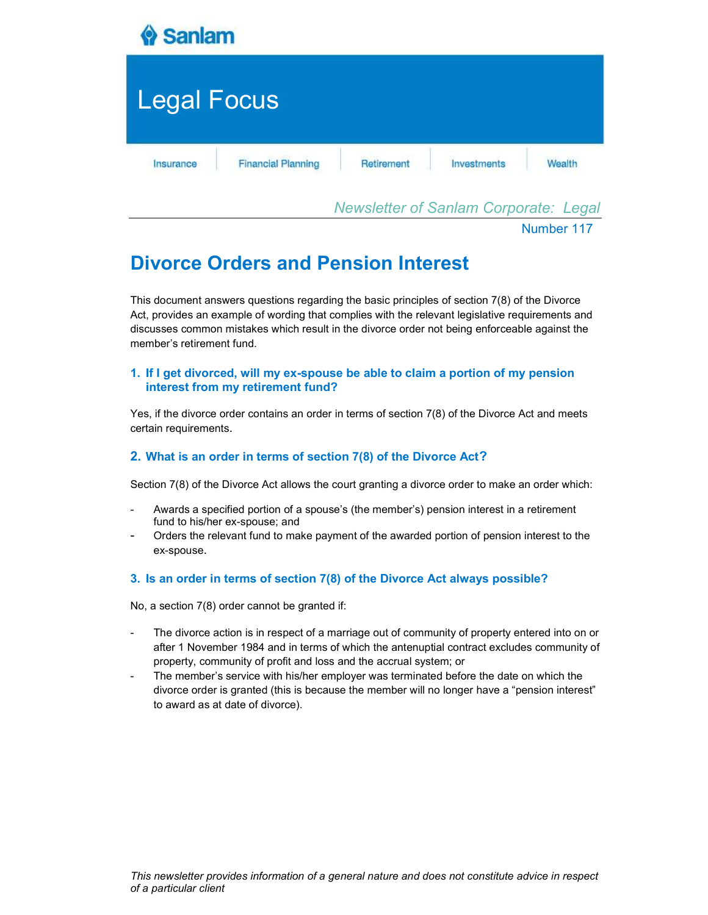Sanlam

# Legal Focus

Insurance | Financial Planning | Retirement | Investments | Wealth

*Newsletter of Sanlam Corporate: Legal*

Number 117

## Divorce Orders and Pension Interest

This document answers questions regarding the basic principles of section 7(8) of the Divorce Act, provides an example of wording that complies with the relevant legislative requirements and discusses common mistakes which result in the divorce order not being enforceable against the member's retirement fund.

### 1. If I get divorced, will my ex-spouse be able to claim a portion of my pension interest from my retirement fund?

Yes, if the divorce order contains an order in terms of section 7(8) of the Divorce Act and meets certain requirements.

### 2. What is an order in terms of section 7(8) of the Divorce Act?

Section 7(8) of the Divorce Act allows the court granting a divorce order to make an order which:

- Awards a specified portion of a spouse's (the member's) pension interest in a retirement fund to his/her ex-spouse; and
- Orders the relevant fund to make payment of the awarded portion of pension interest to the ex-spouse.

### 3. Is an order in terms of section 7(8) of the Divorce Act always possible?

No, a section 7(8) order cannot be granted if:

- The divorce action is in respect of a marriage out of community of property entered into on or after 1 November 1984 and in terms of which the antenuptial contract excludes community of property, community of profit and loss and the accrual system; or
- The member's service with his/her employer was terminated before the date on which the divorce order is granted (this is because the member will no longer have a "pension interest" to award as at date of divorce).

*This newsletter provides information of a general nature and does not constitute advice in respect of a particular client*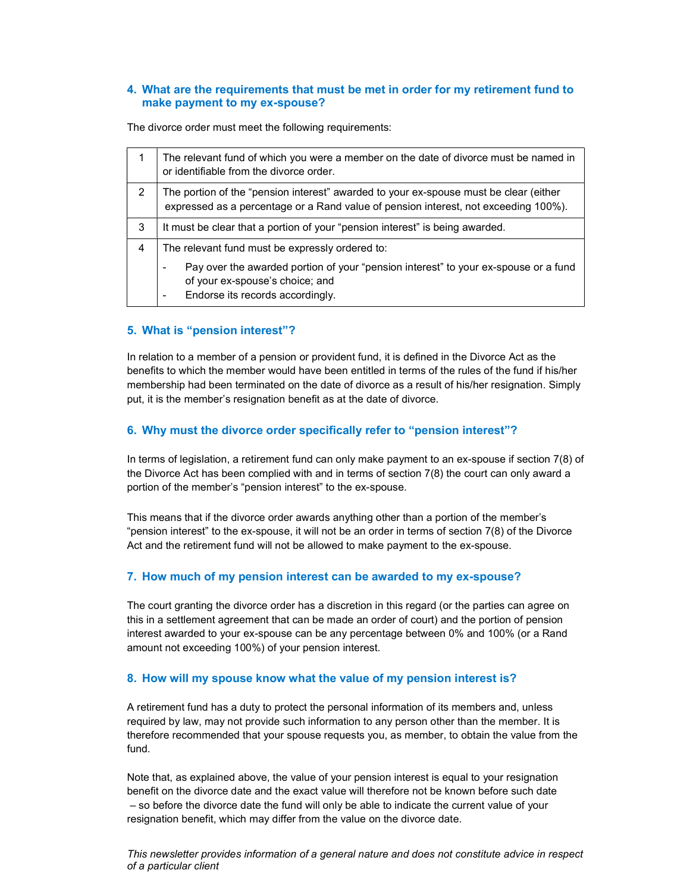## 4. What are the requirements that must be met in order for my retirement fund to make payment to my ex-spouse?

The divorce order must meet the following requirements:

| | |
|---|---|
| 1 | The relevant fund of which you were a member on the date of divorce must be named in or identifiable from the divorce order. |
| 2 | The portion of the "pension interest" awarded to your ex-spouse must be clear (either expressed as a percentage or a Rand value of pension interest, not exceeding 100%). |
| 3 | It must be clear that a portion of your "pension interest" is being awarded. |
| 4 | The relevant fund must be expressly ordered to:<br>- Pay over the awarded portion of your "pension interest" to your ex-spouse or a fund of your ex-spouse's choice; and<br>- Endorse its records accordingly. |

## 5. What is "pension interest"?

In relation to a member of a pension or provident fund, it is defined in the Divorce Act as the benefits to which the member would have been entitled in terms of the rules of the fund if his/her membership had been terminated on the date of divorce as a result of his/her resignation. Simply put, it is the member's resignation benefit as at the date of divorce.

## 6. Why must the divorce order specifically refer to "pension interest"?

In terms of legislation, a retirement fund can only make payment to an ex-spouse if section 7(8) of the Divorce Act has been complied with and in terms of section 7(8) the court can only award a portion of the member's "pension interest" to the ex-spouse.

This means that if the divorce order awards anything other than a portion of the member's "pension interest" to the ex-spouse, it will not be an order in terms of section 7(8) of the Divorce Act and the retirement fund will not be allowed to make payment to the ex-spouse.

## 7. How much of my pension interest can be awarded to my ex-spouse?

The court granting the divorce order has a discretion in this regard (or the parties can agree on this in a settlement agreement that can be made an order of court) and the portion of pension interest awarded to your ex-spouse can be any percentage between 0% and 100% (or a Rand amount not exceeding 100%) of your pension interest.

## 8. How will my spouse know what the value of my pension interest is?

A retirement fund has a duty to protect the personal information of its members and, unless required by law, may not provide such information to any person other than the member. It is therefore recommended that your spouse requests you, as member, to obtain the value from the fund.

Note that, as explained above, the value of your pension interest is equal to your resignation benefit on the divorce date and the exact value will therefore not be known before such date – so before the divorce date the fund will only be able to indicate the current value of your resignation benefit, which may differ from the value on the divorce date.

*This newsletter provides information of a general nature and does not constitute advice in respect of a particular client*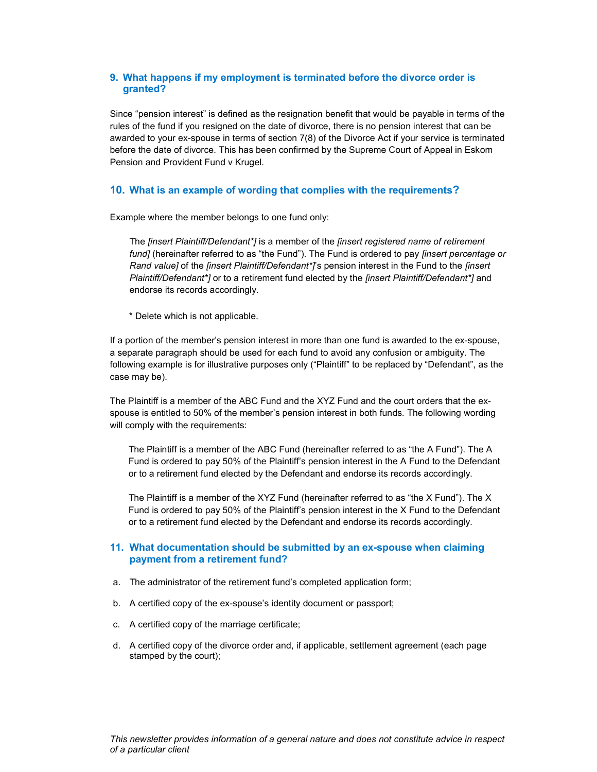## 9. What happens if my employment is terminated before the divorce order is granted?

Since "pension interest" is defined as the resignation benefit that would be payable in terms of the rules of the fund if you resigned on the date of divorce, there is no pension interest that can be awarded to your ex-spouse in terms of section 7(8) of the Divorce Act if your service is terminated before the date of divorce. This has been confirmed by the Supreme Court of Appeal in Eskom Pension and Provident Fund v Krugel.

## 10. What is an example of wording that complies with the requirements?

Example where the member belongs to one fund only:

> The *[insert Plaintiff/Defendant*]* is a member of the *[insert registered name of retirement fund]* (hereinafter referred to as "the Fund"). The Fund is ordered to pay *[insert percentage or Rand value]* of the *[insert Plaintiff/Defendant*]*'s pension interest in the Fund to the *[insert Plaintiff/Defendant*]* or to a retirement fund elected by the *[insert Plaintiff/Defendant*]* and endorse its records accordingly.
>
> * Delete which is not applicable.

If a portion of the member's pension interest in more than one fund is awarded to the ex-spouse, a separate paragraph should be used for each fund to avoid any confusion or ambiguity. The following example is for illustrative purposes only ("Plaintiff" to be replaced by "Defendant", as the case may be).

The Plaintiff is a member of the ABC Fund and the XYZ Fund and the court orders that the ex-spouse is entitled to 50% of the member's pension interest in both funds. The following wording will comply with the requirements:

> The Plaintiff is a member of the ABC Fund (hereinafter referred to as "the A Fund"). The A Fund is ordered to pay 50% of the Plaintiff's pension interest in the A Fund to the Defendant or to a retirement fund elected by the Defendant and endorse its records accordingly.
>
> The Plaintiff is a member of the XYZ Fund (hereinafter referred to as "the X Fund"). The X Fund is ordered to pay 50% of the Plaintiff's pension interest in the X Fund to the Defendant or to a retirement fund elected by the Defendant and endorse its records accordingly.

## 11. What documentation should be submitted by an ex-spouse when claiming payment from a retirement fund?

a. The administrator of the retirement fund's completed application form;

b. A certified copy of the ex-spouse's identity document or passport;

c. A certified copy of the marriage certificate;

d. A certified copy of the divorce order and, if applicable, settlement agreement (each page stamped by the court);

*This newsletter provides information of a general nature and does not constitute advice in respect of a particular client*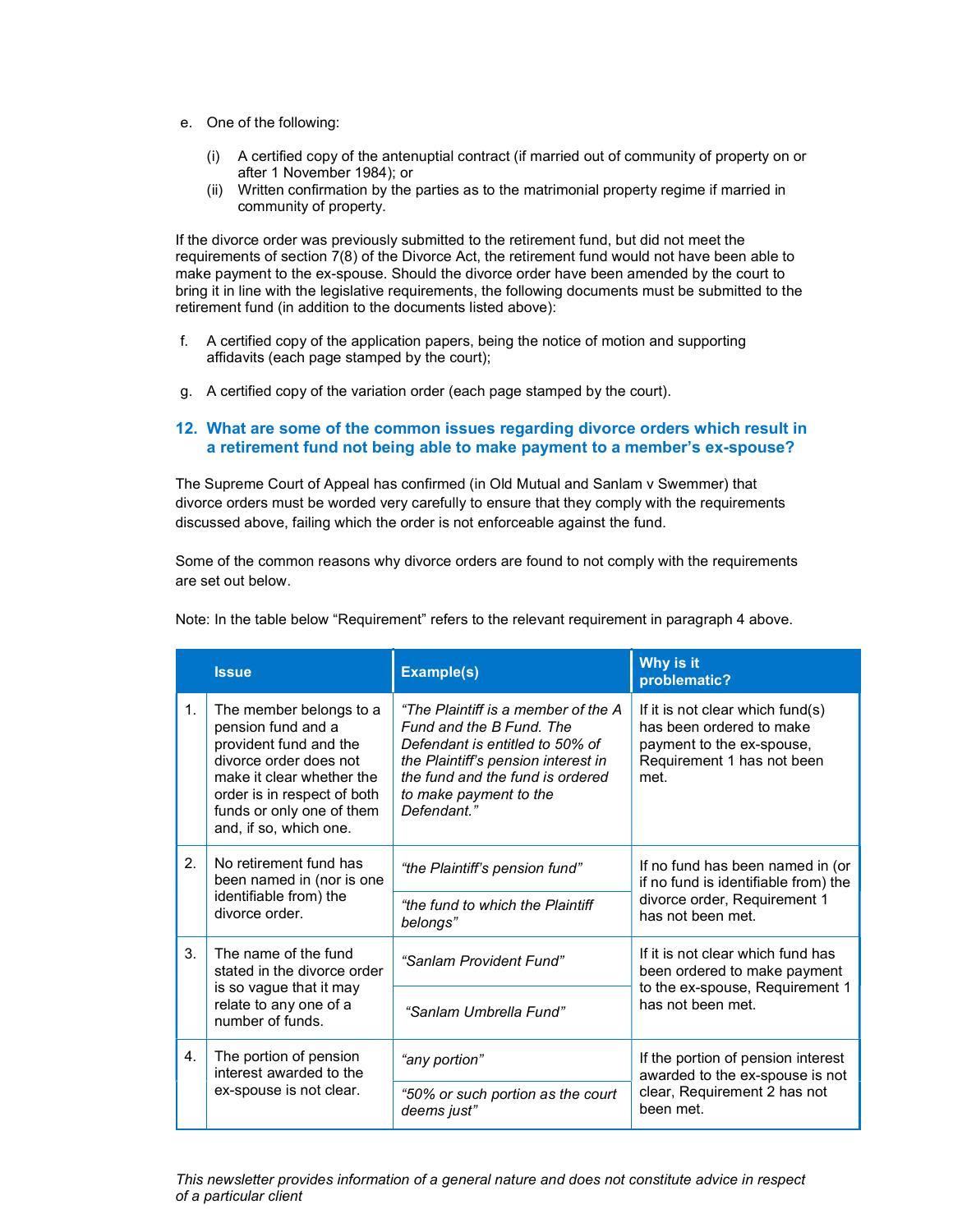e. One of the following:

   (i) A certified copy of the antenuptial contract (if married out of community of property on or after 1 November 1984); or

   (ii) Written confirmation by the parties as to the matrimonial property regime if married in community of property.

If the divorce order was previously submitted to the retirement fund, but did not meet the requirements of section 7(8) of the Divorce Act, the retirement fund would not have been able to make payment to the ex-spouse. Should the divorce order have been amended by the court to bring it in line with the legislative requirements, the following documents must be submitted to the retirement fund (in addition to the documents listed above):

f. A certified copy of the application papers, being the notice of motion and supporting affidavits (each page stamped by the court);

g. A certified copy of the variation order (each page stamped by the court).

## 12. What are some of the common issues regarding divorce orders which result in a retirement fund not being able to make payment to a member's ex-spouse?

The Supreme Court of Appeal has confirmed (in Old Mutual and Sanlam v Swemmer) that divorce orders must be worded very carefully to ensure that they comply with the requirements discussed above, failing which the order is not enforceable against the fund.

Some of the common reasons why divorce orders are found to not comply with the requirements are set out below.

Note: In the table below "Requirement" refers to the relevant requirement in paragraph 4 above.

| | Issue | Example(s) | Why is it problematic? |
|---|---|---|---|
| 1. | The member belongs to a pension fund and a provident fund and the divorce order does not make it clear whether the order is in respect of both funds or only one of them and, if so, which one. | *"The Plaintiff is a member of the A Fund and the B Fund. The Defendant is entitled to 50% of the Plaintiff's pension interest in the fund and the fund is ordered to make payment to the Defendant."* | If it is not clear which fund(s) has been ordered to make payment to the ex-spouse, Requirement 1 has not been met. |
| 2. | No retirement fund has been named in (nor is one identifiable from) the divorce order. | *"the Plaintiff's pension fund"*<br>*"the fund to which the Plaintiff belongs"* | If no fund has been named in (or if no fund is identifiable from) the divorce order, Requirement 1 has not been met. |
| 3. | The name of the fund stated in the divorce order is so vague that it may relate to any one of a number of funds. | *"Sanlam Provident Fund"*<br>*"Sanlam Umbrella Fund"* | If it is not clear which fund has been ordered to make payment to the ex-spouse, Requirement 1 has not been met. |
| 4. | The portion of pension interest awarded to the ex-spouse is not clear. | *"any portion"*<br>*"50% or such portion as the court deems just"* | If the portion of pension interest awarded to the ex-spouse is not clear, Requirement 2 has not been met. |

*This newsletter provides information of a general nature and does not constitute advice in respect of a particular client*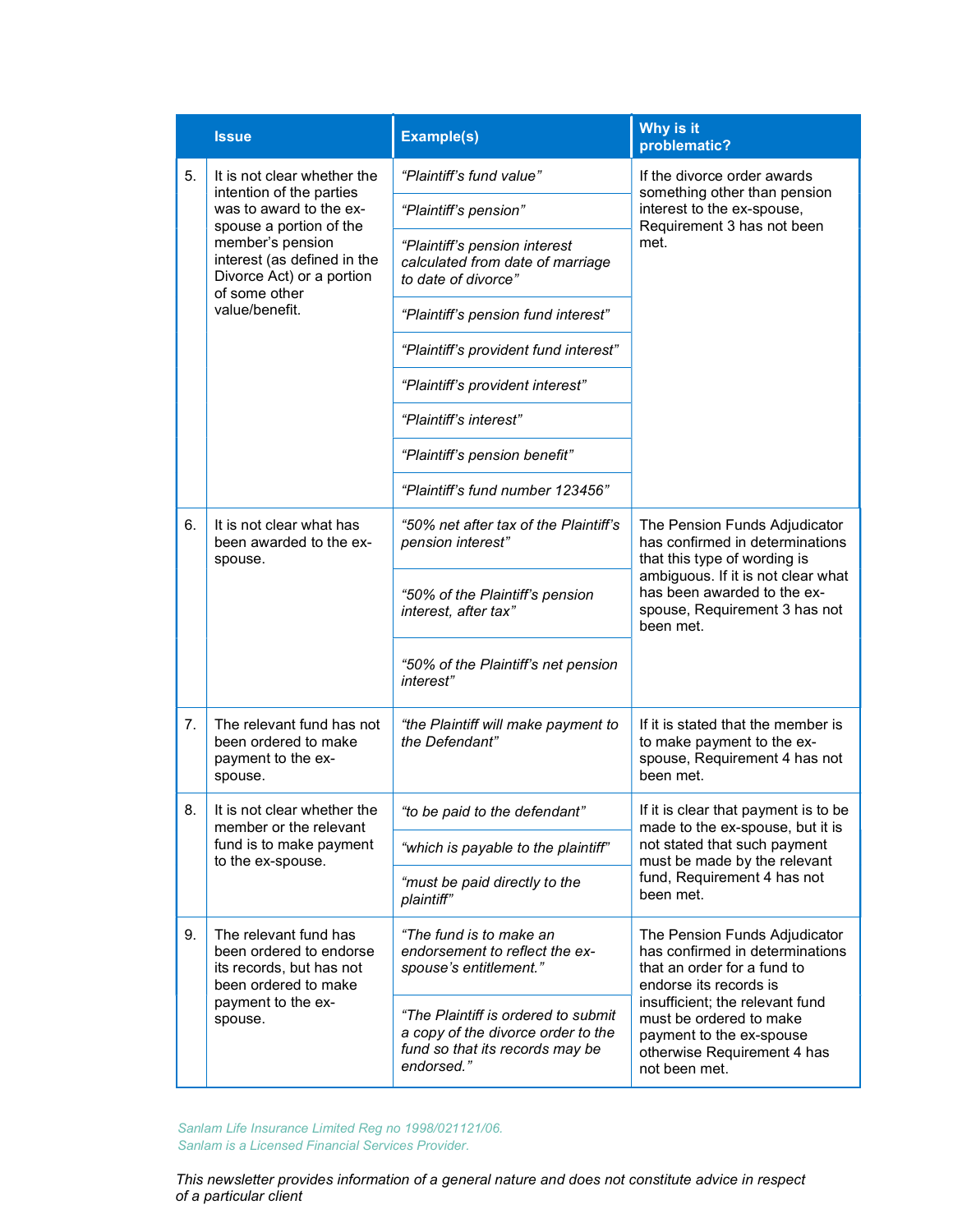| | Issue | Example(s) | Why is it problematic? |
|---|---|---|---|
| 5. | It is not clear whether the intention of the parties was to award to the ex-spouse a portion of the member's pension interest (as defined in the Divorce Act) or a portion of some other value/benefit. | *"Plaintiff's fund value"* | If the divorce order awards something other than pension interest to the ex-spouse, Requirement 3 has not been met. |
| | | *"Plaintiff's pension"* | |
| | | *"Plaintiff's pension interest calculated from date of marriage to date of divorce"* | |
| | | *"Plaintiff's pension fund interest"* | |
| | | *"Plaintiff's provident fund interest"* | |
| | | *"Plaintiff's provident interest"* | |
| | | *"Plaintiff's interest"* | |
| | | *"Plaintiff's pension benefit"* | |
| | | *"Plaintiff's fund number 123456"* | |
| 6. | It is not clear what has been awarded to the ex-spouse. | *"50% net after tax of the Plaintiff's pension interest"* | The Pension Funds Adjudicator has confirmed in determinations that this type of wording is ambiguous. If it is not clear what has been awarded to the ex-spouse, Requirement 3 has not been met. |
| | | *"50% of the Plaintiff's pension interest, after tax"* | |
| | | *"50% of the Plaintiff's net pension interest"* | |
| 7. | The relevant fund has not been ordered to make payment to the ex-spouse. | *"the Plaintiff will make payment to the Defendant"* | If it is stated that the member is to make payment to the ex-spouse, Requirement 4 has not been met. |
| 8. | It is not clear whether the member or the relevant fund is to make payment to the ex-spouse. | *"to be paid to the defendant"* | If it is clear that payment is to be made to the ex-spouse, but it is not stated that such payment must be made by the relevant fund, Requirement 4 has not been met. |
| | | *"which is payable to the plaintiff"* | |
| | | *"must be paid directly to the plaintiff"* | |
| 9. | The relevant fund has been ordered to endorse its records, but has not been ordered to make payment to the ex-spouse. | *"The fund is to make an endorsement to reflect the ex-spouse's entitlement."* | The Pension Funds Adjudicator has confirmed in determinations that an order for a fund to endorse its records is insufficient; the relevant fund must be ordered to make payment to the ex-spouse otherwise Requirement 4 has not been met. |
| | | *"The Plaintiff is ordered to submit a copy of the divorce order to the fund so that its records may be endorsed."* | |

*Sanlam Life Insurance Limited Reg no 1998/021121/06.*
*Sanlam is a Licensed Financial Services Provider.*

*This newsletter provides information of a general nature and does not constitute advice in respect of a particular client*